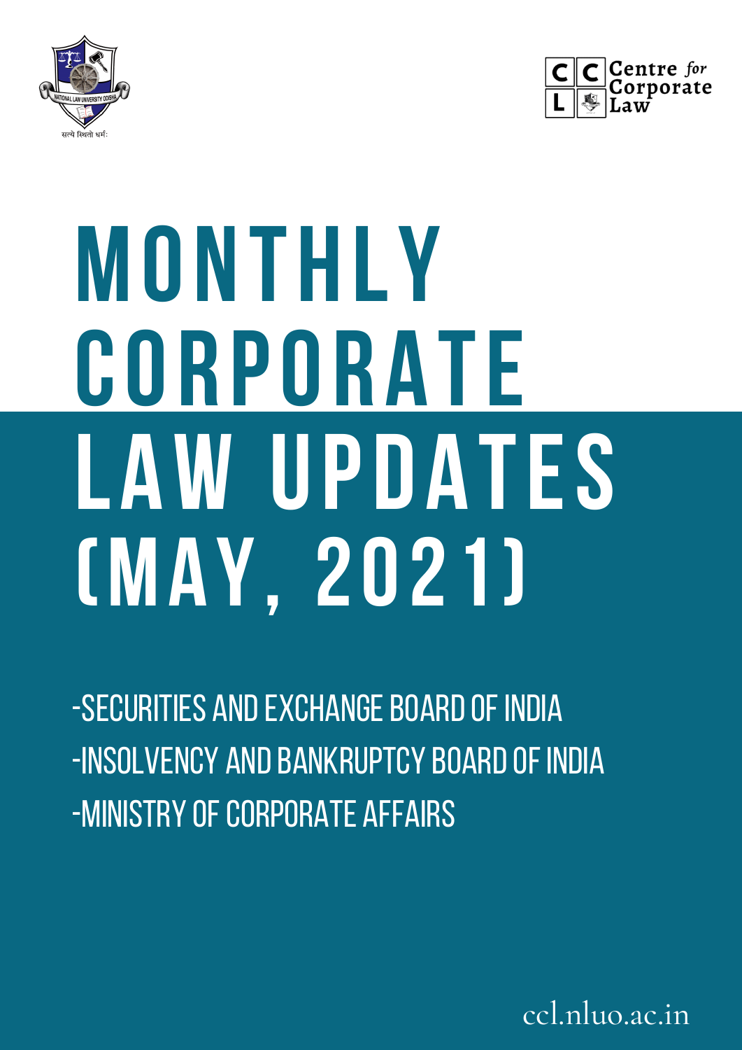# MONTHLY CORPORATE LAW UPDATES (MAY, 2021)

- -SECURITIES AND EXCHANGE BOARD OF INDIA
- -INSOLVENCY AND BANKRUPTCY BOARD OF INDIA
- -MINISTRY OF CORPORATE AFFAIRS

ccl.nluo.ac.in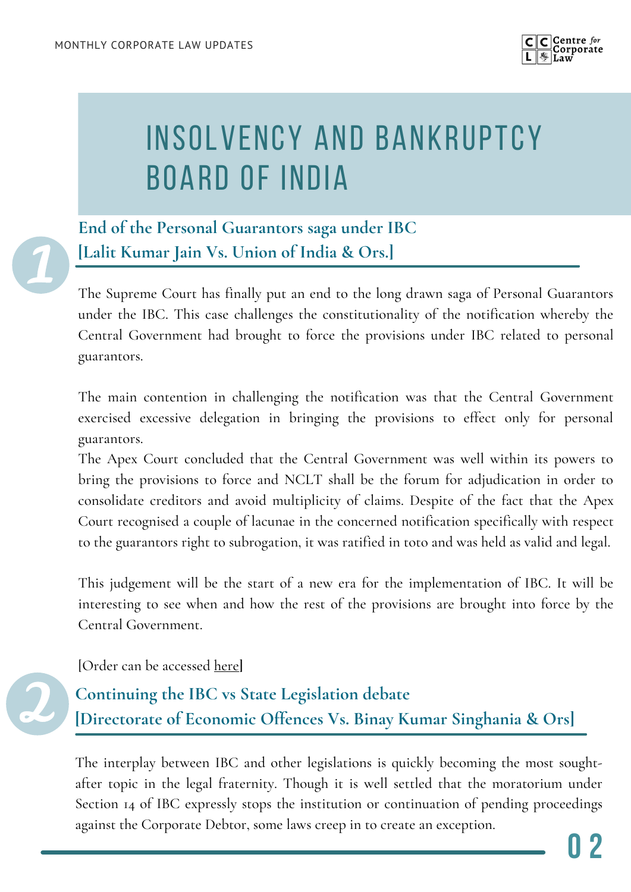# INSOLVENCY AND BANKRUPTCY BOARD OF INDIA

## 1. End of the Personal Guarantors saga under IBC [Lalit Kumar Jain Vs. Union of India & Ors.]

The Supreme Court has finally put an end to the long drawn saga of Personal Guarantors under the IBC. This case challenges the constitutionality of the notification whereby the Central Government had brought to force the provisions under IBC related to personal guarantors.

The main contention in challenging the notification was that the Central Government exercised excessive delegation in bringing the provisions to effect only for personal guarantors.

The Apex Court concluded that the Central Government was well within its powers to bring the provisions to force and NCLT shall be the forum for adjudication in order to consolidate creditors and avoid multiplicity of claims. Despite of the fact that the Apex Court recognised a couple of lacunae in the concerned notification specifically with respect to the guarantors right to subrogation, it was ratified in toto and was held as valid and legal.

This judgement will be the start of a new era for the implementation of IBC. It will be interesting to see when and how the rest of the provisions are brought into force by the Central Government.

[Order can be accessed here]

## 2. Continuing the IBC vs State Legislation debate [Directorate of Economic Offences Vs. Binay Kumar Singhania & Ors]

The interplay between IBC and other legislations is quickly becoming the most sought-after topic in the legal fraternity. Though it is well settled that the moratorium under Section 14 of IBC expressly stops the institution or continuation of pending proceedings against the Corporate Debtor, some laws creep in to create an exception.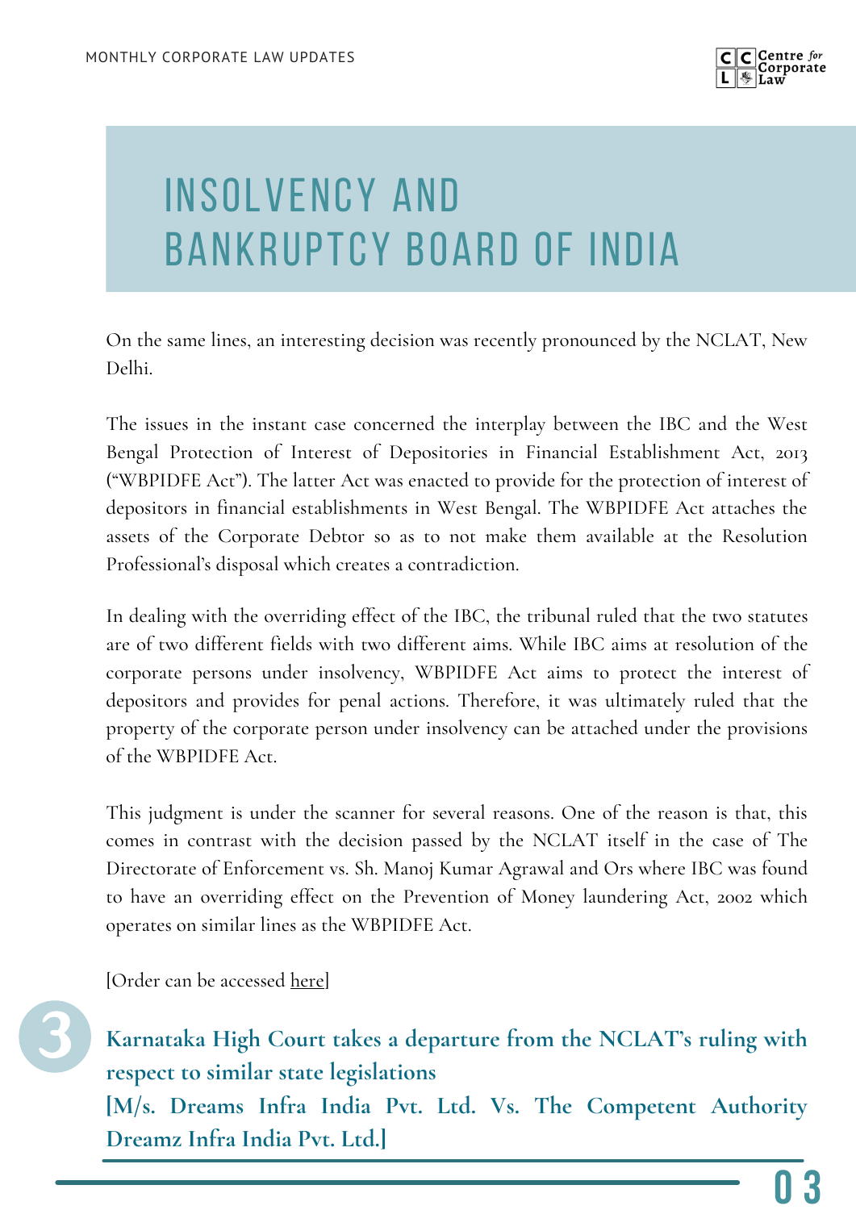# INSOLVENCY AND BANKRUPTCY BOARD OF INDIA

On the same lines, an interesting decision was recently pronounced by the NCLAT, New Delhi.

The issues in the instant case concerned the interplay between the IBC and the West Bengal Protection of Interest of Depositories in Financial Establishment Act, 2013 ("WBPIDFE Act"). The latter Act was enacted to provide for the protection of interest of depositors in financial establishments in West Bengal. The WBPIDFE Act attaches the assets of the Corporate Debtor so as to not make them available at the Resolution Professional's disposal which creates a contradiction.

In dealing with the overriding effect of the IBC, the tribunal ruled that the two statutes are of two different fields with two different aims. While IBC aims at resolution of the corporate persons under insolvency, WBPIDFE Act aims to protect the interest of depositors and provides for penal actions. Therefore, it was ultimately ruled that the property of the corporate person under insolvency can be attached under the provisions of the WBPIDFE Act.

This judgment is under the scanner for several reasons. One of the reason is that, this comes in contrast with the decision passed by the NCLAT itself in the case of The Directorate of Enforcement vs. Sh. Manoj Kumar Agrawal and Ors where IBC was found to have an overriding effect on the Prevention of Money laundering Act, 2002 which operates on similar lines as the WBPIDFE Act.

[Order can be accessed here]

## 3 Karnataka High Court takes a departure from the NCLAT's ruling with respect to similar state legislations [M/s. Dreams Infra India Pvt. Ltd. Vs. The Competent Authority Dreamz Infra India Pvt. Ltd.]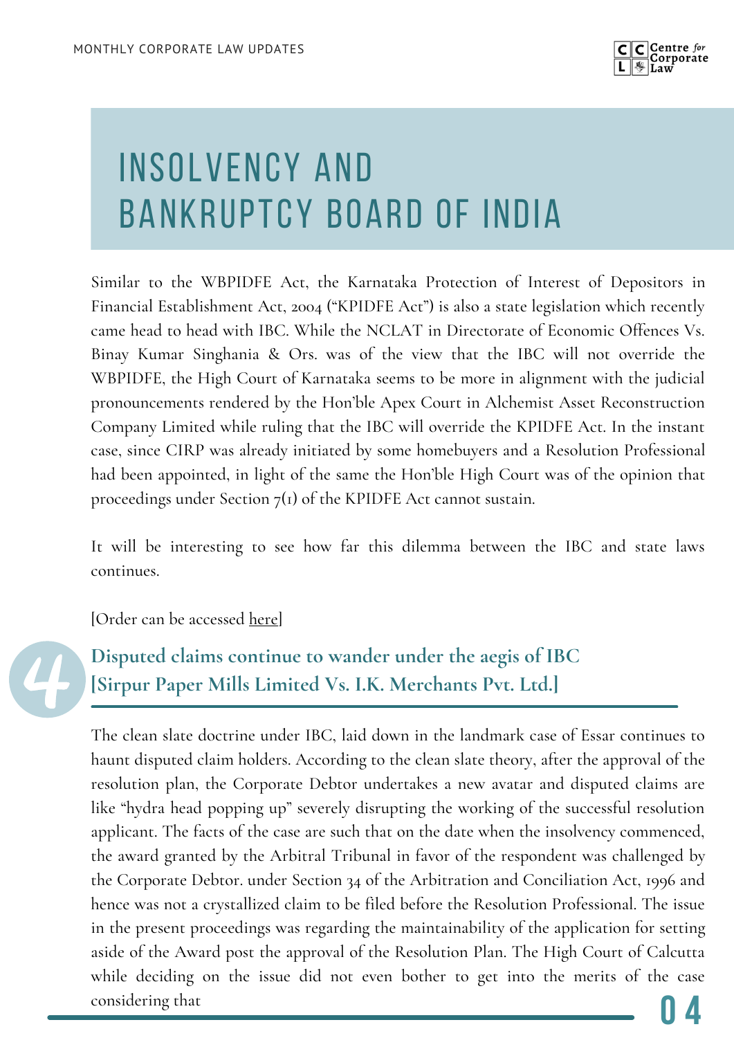# INSOLVENCY AND BANKRUPTCY BOARD OF INDIA

Similar to the WBPIDFE Act, the Karnataka Protection of Interest of Depositors in Financial Establishment Act, 2004 ("KPIDFE Act") is also a state legislation which recently came head to head with IBC. While the NCLAT in Directorate of Economic Offences Vs. Binay Kumar Singhania & Ors. was of the view that the IBC will not override the WBPIDFE, the High Court of Karnataka seems to be more in alignment with the judicial pronouncements rendered by the Hon'ble Apex Court in Alchemist Asset Reconstruction Company Limited while ruling that the IBC will override the KPIDFE Act. In the instant case, since CIRP was already initiated by some homebuyers and a Resolution Professional had been appointed, in light of the same the Hon'ble High Court was of the opinion that proceedings under Section 7(1) of the KPIDFE Act cannot sustain.

It will be interesting to see how far this dilemma between the IBC and state laws continues.

[Order can be accessed here]

## 4 Disputed claims continue to wander under the aegis of IBC [Sirpur Paper Mills Limited Vs. I.K. Merchants Pvt. Ltd.]

The clean slate doctrine under IBC, laid down in the landmark case of Essar continues to haunt disputed claim holders. According to the clean slate theory, after the approval of the resolution plan, the Corporate Debtor undertakes a new avatar and disputed claims are like "hydra head popping up" severely disrupting the working of the successful resolution applicant. The facts of the case are such that on the date when the insolvency commenced, the award granted by the Arbitral Tribunal in favor of the respondent was challenged by the Corporate Debtor. under Section 34 of the Arbitration and Conciliation Act, 1996 and hence was not a crystallized claim to be filed before the Resolution Professional. The issue in the present proceedings was regarding the maintainability of the application for setting aside of the Award post the approval of the Resolution Plan. The High Court of Calcutta while deciding on the issue did not even bother to get into the merits of the case considering that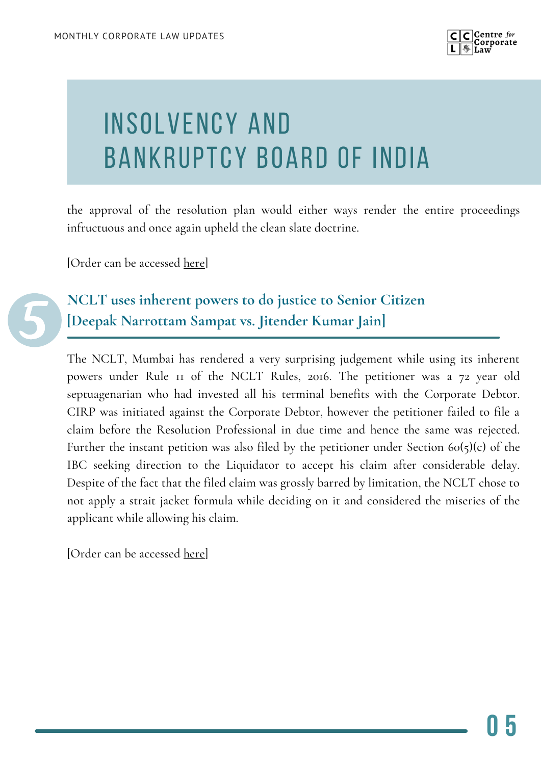// INSOLVENCY AND BANKRUPTCY BOARD OF INDIA

the approval of the resolution plan would either ways render the entire proceedings infructuous and once again upheld the clean slate doctrine.

[Order can be accessed here]

## 5 NCLT uses inherent powers to do justice to Senior Citizen [Deepak Narrottam Sampat vs. Jitender Kumar Jain]

The NCLT, Mumbai has rendered a very surprising judgement while using its inherent powers under Rule 11 of the NCLT Rules, 2016. The petitioner was a 72 year old septuagenarian who had invested all his terminal benefits with the Corporate Debtor. CIRP was initiated against the Corporate Debtor, however the petitioner failed to file a claim before the Resolution Professional in due time and hence the same was rejected. Further the instant petition was also filed by the petitioner under Section 60(5)(c) of the IBC seeking direction to the Liquidator to accept his claim after considerable delay. Despite of the fact that the filed claim was grossly barred by limitation, the NCLT chose to not apply a strait jacket formula while deciding on it and considered the miseries of the applicant while allowing his claim.

[Order can be accessed here]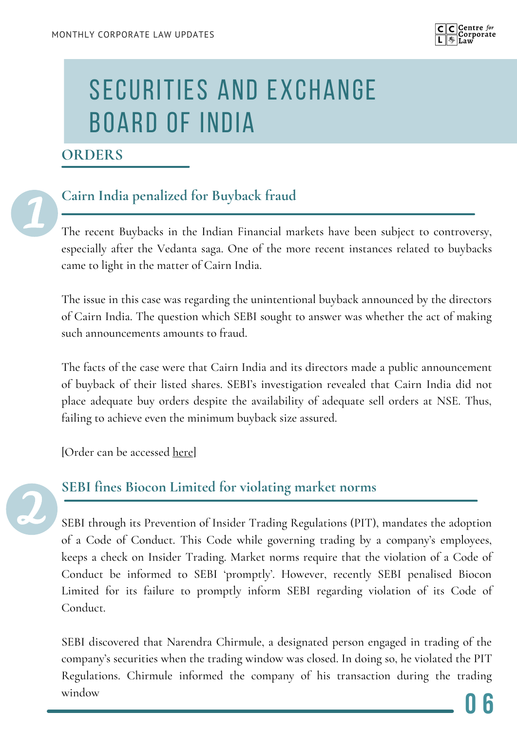# SECURITIES AND EXCHANGE BOARD OF INDIA

## ORDERS

### 1. Cairn India penalized for Buyback fraud

The recent Buybacks in the Indian Financial markets have been subject to controversy, especially after the Vedanta saga. One of the more recent instances related to buybacks came to light in the matter of Cairn India.

The issue in this case was regarding the unintentional buyback announced by the directors of Cairn India. The question which SEBI sought to answer was whether the act of making such announcements amounts to fraud.

The facts of the case were that Cairn India and its directors made a public announcement of buyback of their listed shares. SEBI's investigation revealed that Cairn India did not place adequate buy orders despite the availability of adequate sell orders at NSE. Thus, failing to achieve even the minimum buyback size assured.

[Order can be accessed here]

### 2. SEBI fines Biocon Limited for violating market norms

SEBI through its Prevention of Insider Trading Regulations (PIT), mandates the adoption of a Code of Conduct. This Code while governing trading by a company's employees, keeps a check on Insider Trading. Market norms require that the violation of a Code of Conduct be informed to SEBI 'promptly'. However, recently SEBI penalised Biocon Limited for its failure to promptly inform SEBI regarding violation of its Code of Conduct.

SEBI discovered that Narendra Chirmule, a designated person engaged in trading of the company's securities when the trading window was closed. In doing so, he violated the PIT Regulations. Chirmule informed the company of his transaction during the trading window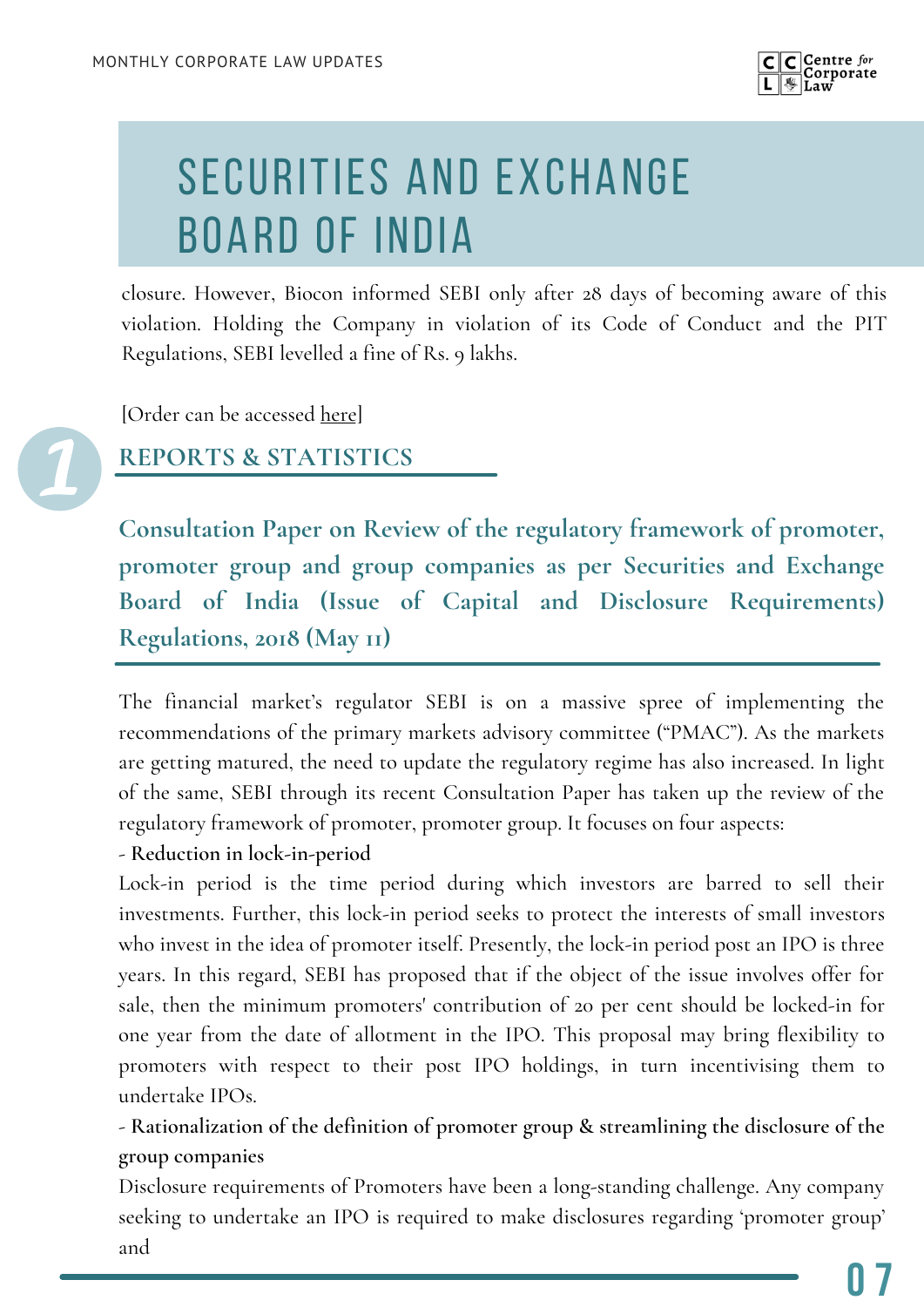# SECURITIES AND EXCHANGE BOARD OF INDIA

closure. However, Biocon informed SEBI only after 28 days of becoming aware of this violation. Holding the Company in violation of its Code of Conduct and the PIT Regulations, SEBI levelled a fine of Rs. 9 lakhs.

[Order can be accessed here]

## 1 REPORTS & STATISTICS

### Consultation Paper on Review of the regulatory framework of promoter, promoter group and group companies as per Securities and Exchange Board of India (Issue of Capital and Disclosure Requirements) Regulations, 2018 (May 11)

The financial market's regulator SEBI is on a massive spree of implementing the recommendations of the primary markets advisory committee ("PMAC"). As the markets are getting matured, the need to update the regulatory regime has also increased. In light of the same, SEBI through its recent Consultation Paper has taken up the review of the regulatory framework of promoter, promoter group. It focuses on four aspects:

**- Reduction in lock-in-period**

Lock-in period is the time period during which investors are barred to sell their investments. Further, this lock-in period seeks to protect the interests of small investors who invest in the idea of promoter itself. Presently, the lock-in period post an IPO is three years. In this regard, SEBI has proposed that if the object of the issue involves offer for sale, then the minimum promoters' contribution of 20 per cent should be locked-in for one year from the date of allotment in the IPO. This proposal may bring flexibility to promoters with respect to their post IPO holdings, in turn incentivising them to undertake IPOs.

**- Rationalization of the definition of promoter group & streamlining the disclosure of the group companies**

Disclosure requirements of Promoters have been a long-standing challenge. Any company seeking to undertake an IPO is required to make disclosures regarding 'promoter group' and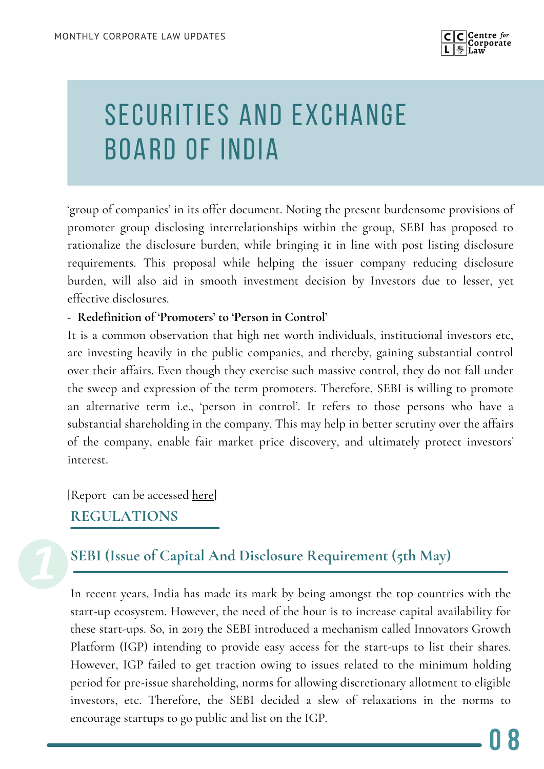# SECURITIES AND EXCHANGE BOARD OF INDIA

'group of companies' in its offer document. Noting the present burdensome provisions of promoter group disclosing interrelationships within the group, SEBI has proposed to rationalize the disclosure burden, while bringing it in line with post listing disclosure requirements. This proposal while helping the issuer company reducing disclosure burden, will also aid in smooth investment decision by Investors due to lesser, yet effective disclosures.

- **Redefinition of 'Promoters' to 'Person in Control'**

It is a common observation that high net worth individuals, institutional investors etc, are investing heavily in the public companies, and thereby, gaining substantial control over their affairs. Even though they exercise such massive control, they do not fall under the sweep and expression of the term promoters. Therefore, SEBI is willing to promote an alternative term i.e., 'person in control'. It refers to those persons who have a substantial shareholding in the company. This may help in better scrutiny over the affairs of the company, enable fair market price discovery, and ultimately protect investors' interest.

[Report can be accessed here]

## REGULATIONS

### 1 SEBI (Issue of Capital And Disclosure Requirement (5th May)

In recent years, India has made its mark by being amongst the top countries with the start-up ecosystem. However, the need of the hour is to increase capital availability for these start-ups. So, in 2019 the SEBI introduced a mechanism called Innovators Growth Platform (IGP) intending to provide easy access for the start-ups to list their shares. However, IGP failed to get traction owing to issues related to the minimum holding period for pre-issue shareholding, norms for allowing discretionary allotment to eligible investors, etc. Therefore, the SEBI decided a slew of relaxations in the norms to encourage startups to go public and list on the IGP.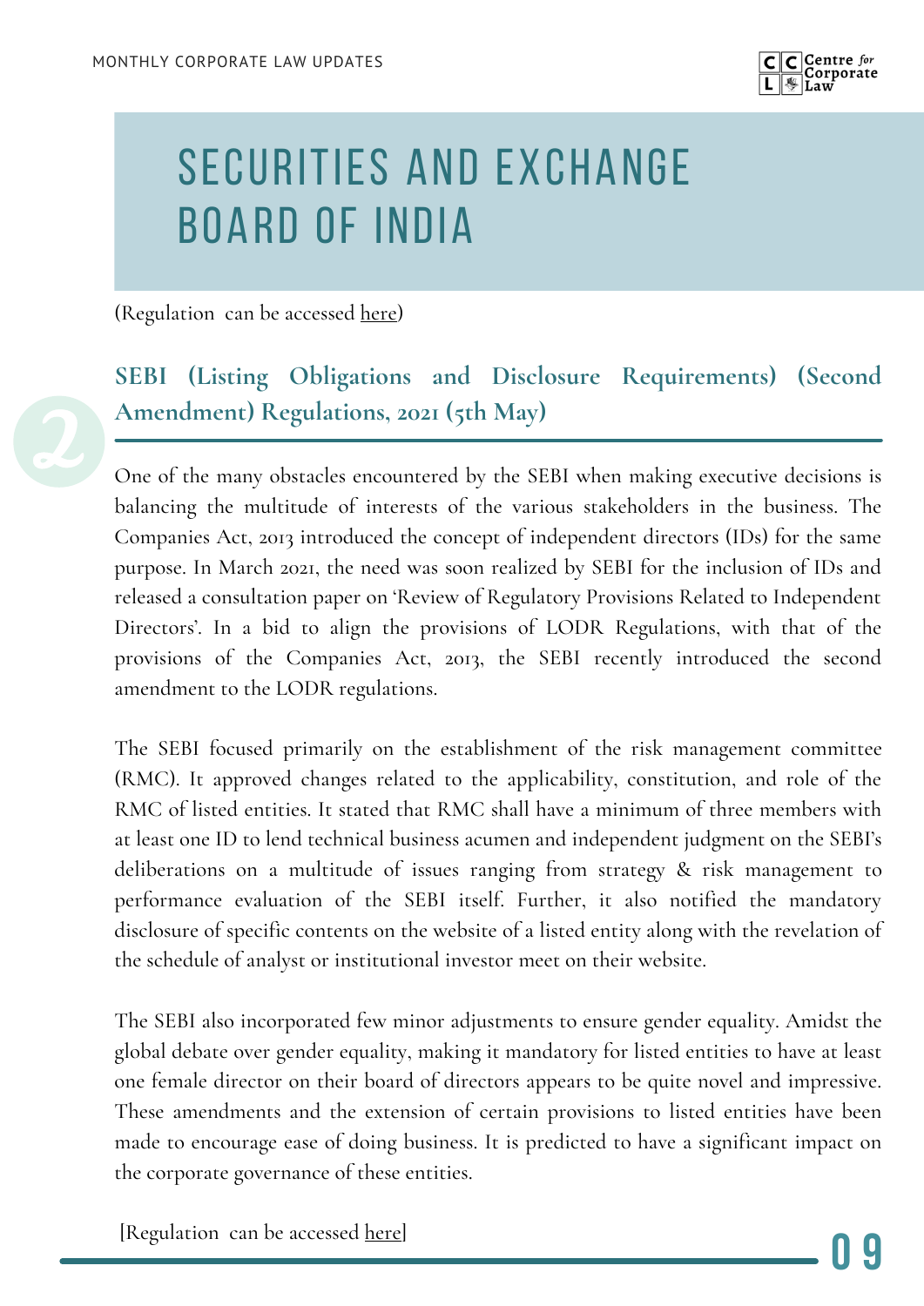# SECURITIES AND EXCHANGE BOARD OF INDIA

(Regulation can be accessed here)

## 2 SEBI (Listing Obligations and Disclosure Requirements) (Second Amendment) Regulations, 2021 (5th May)

One of the many obstacles encountered by the SEBI when making executive decisions is balancing the multitude of interests of the various stakeholders in the business. The Companies Act, 2013 introduced the concept of independent directors (IDs) for the same purpose. In March 2021, the need was soon realized by SEBI for the inclusion of IDs and released a consultation paper on 'Review of Regulatory Provisions Related to Independent Directors'. In a bid to align the provisions of LODR Regulations, with that of the provisions of the Companies Act, 2013, the SEBI recently introduced the second amendment to the LODR regulations.

The SEBI focused primarily on the establishment of the risk management committee (RMC). It approved changes related to the applicability, constitution, and role of the RMC of listed entities. It stated that RMC shall have a minimum of three members with at least one ID to lend technical business acumen and independent judgment on the SEBI's deliberations on a multitude of issues ranging from strategy & risk management to performance evaluation of the SEBI itself. Further, it also notified the mandatory disclosure of specific contents on the website of a listed entity along with the revelation of the schedule of analyst or institutional investor meet on their website.

The SEBI also incorporated few minor adjustments to ensure gender equality. Amidst the global debate over gender equality, making it mandatory for listed entities to have at least one female director on their board of directors appears to be quite novel and impressive. These amendments and the extension of certain provisions to listed entities have been made to encourage ease of doing business. It is predicted to have a significant impact on the corporate governance of these entities.

[Regulation can be accessed here]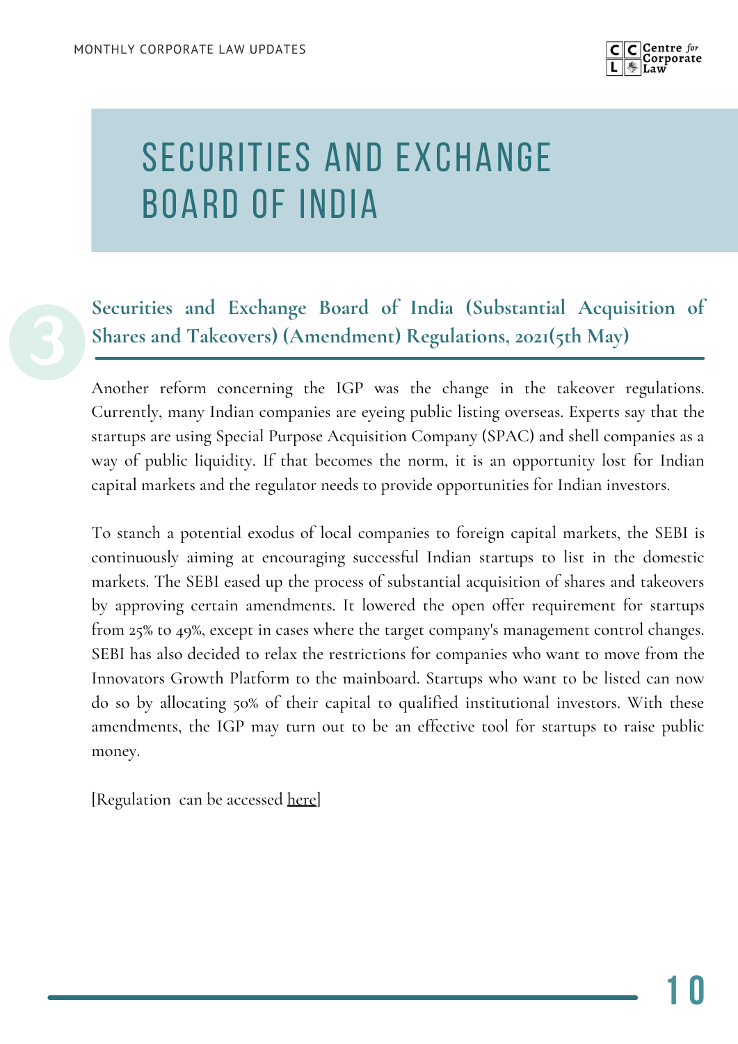# SECURITIES AND EXCHANGE BOARD OF INDIA

## 3 Securities and Exchange Board of India (Substantial Acquisition of Shares and Takeovers) (Amendment) Regulations, 2021(5th May)

Another reform concerning the IGP was the change in the takeover regulations. Currently, many Indian companies are eyeing public listing overseas. Experts say that the startups are using Special Purpose Acquisition Company (SPAC) and shell companies as a way of public liquidity. If that becomes the norm, it is an opportunity lost for Indian capital markets and the regulator needs to provide opportunities for Indian investors.

To stanch a potential exodus of local companies to foreign capital markets, the SEBI is continuously aiming at encouraging successful Indian startups to list in the domestic markets. The SEBI eased up the process of substantial acquisition of shares and takeovers by approving certain amendments. It lowered the open offer requirement for startups from 25% to 49%, except in cases where the target company's management control changes. SEBI has also decided to relax the restrictions for companies who want to move from the Innovators Growth Platform to the mainboard. Startups who want to be listed can now do so by allocating 50% of their capital to qualified institutional investors. With these amendments, the IGP may turn out to be an effective tool for startups to raise public money.

[Regulation can be accessed here]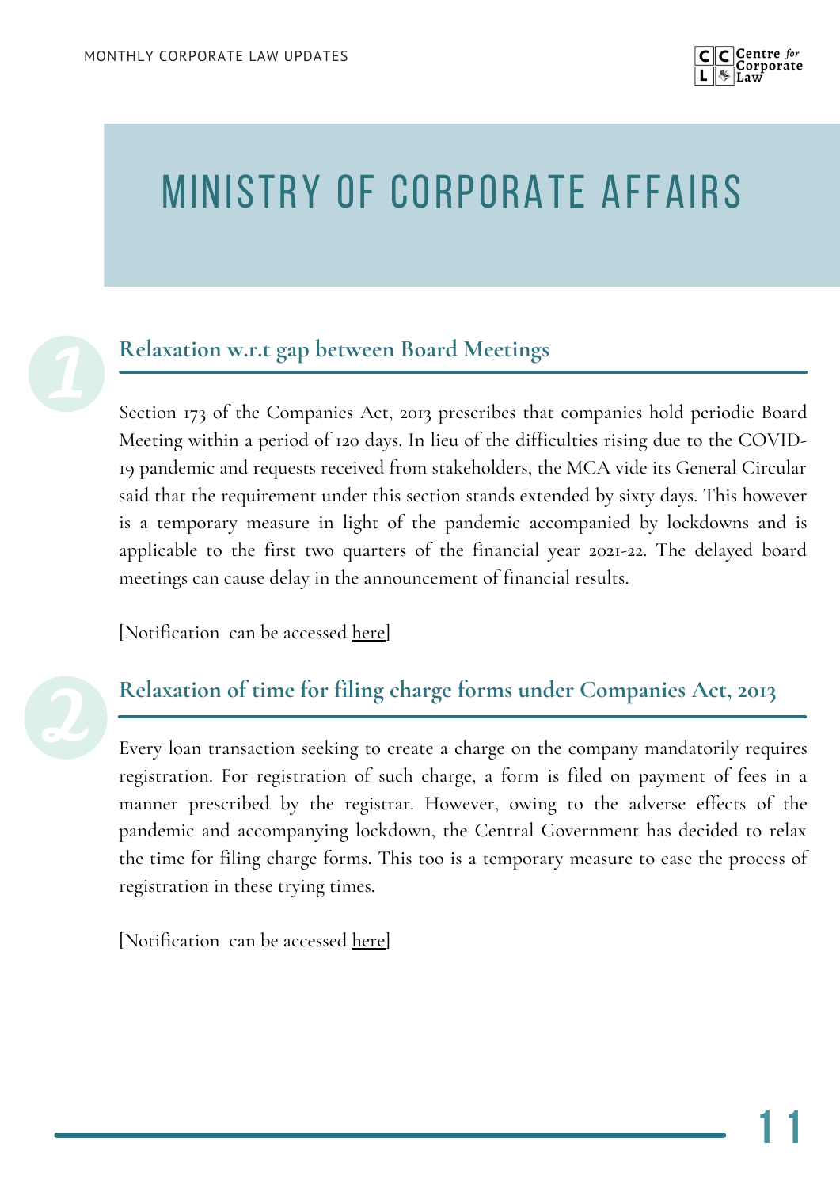# MINISTRY OF CORPORATE AFFAIRS

## 1 Relaxation w.r.t gap between Board Meetings

Section 173 of the Companies Act, 2013 prescribes that companies hold periodic Board Meeting within a period of 120 days. In lieu of the difficulties rising due to the COVID-19 pandemic and requests received from stakeholders, the MCA vide its General Circular said that the requirement under this section stands extended by sixty days. This however is a temporary measure in light of the pandemic accompanied by lockdowns and is applicable to the first two quarters of the financial year 2021-22. The delayed board meetings can cause delay in the announcement of financial results.

[Notification can be accessed here]

## 2 Relaxation of time for filing charge forms under Companies Act, 2013

Every loan transaction seeking to create a charge on the company mandatorily requires registration. For registration of such charge, a form is filed on payment of fees in a manner prescribed by the registrar. However, owing to the adverse effects of the pandemic and accompanying lockdown, the Central Government has decided to relax the time for filing charge forms. This too is a temporary measure to ease the process of registration in these trying times.

[Notification can be accessed here]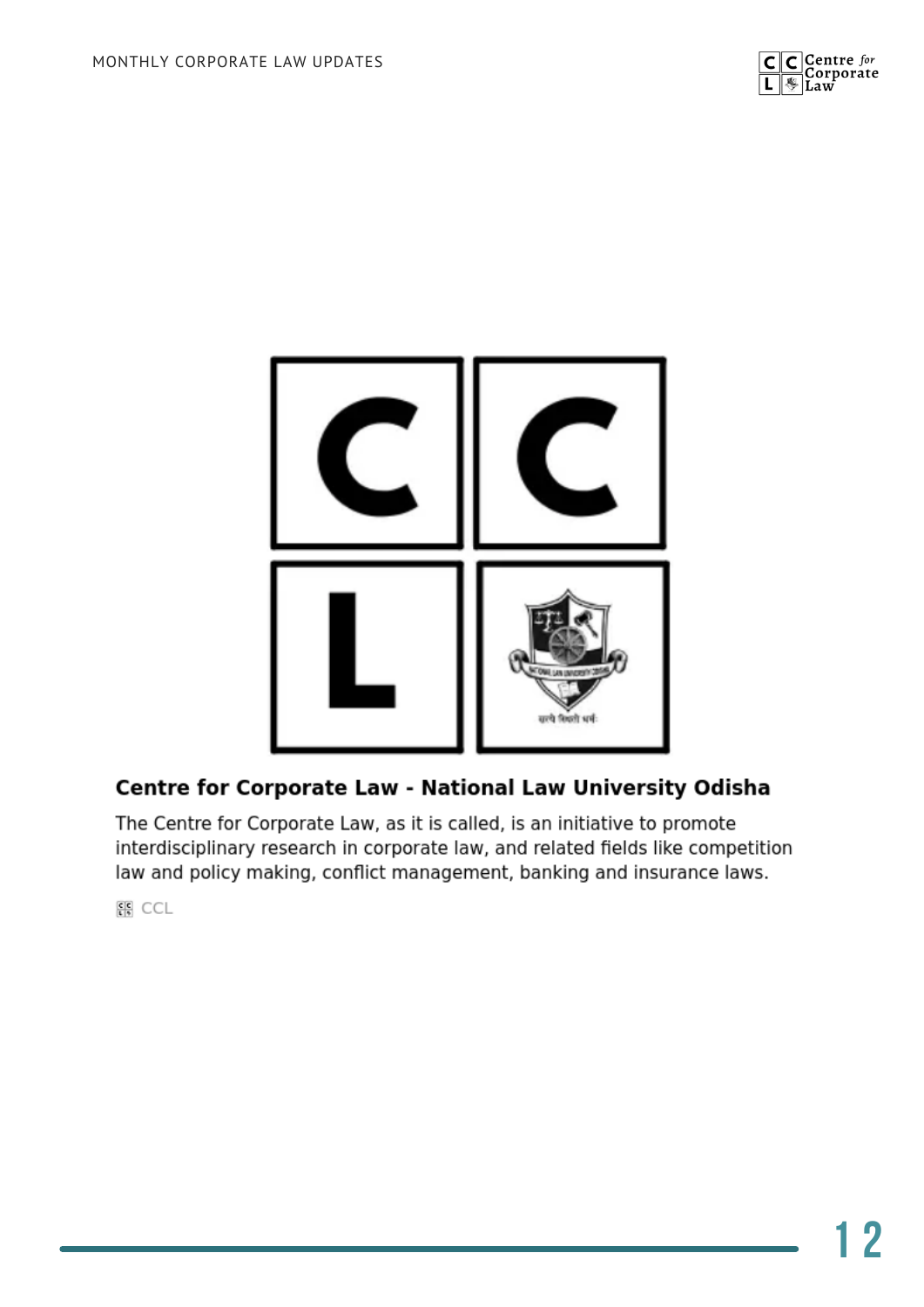**Centre for Corporate Law - National Law University Odisha**

The Centre for Corporate Law, as it is called, is an initiative to promote interdisciplinary research in corporate law, and related fields like competition law and policy making, conflict management, banking and insurance laws.

CCL